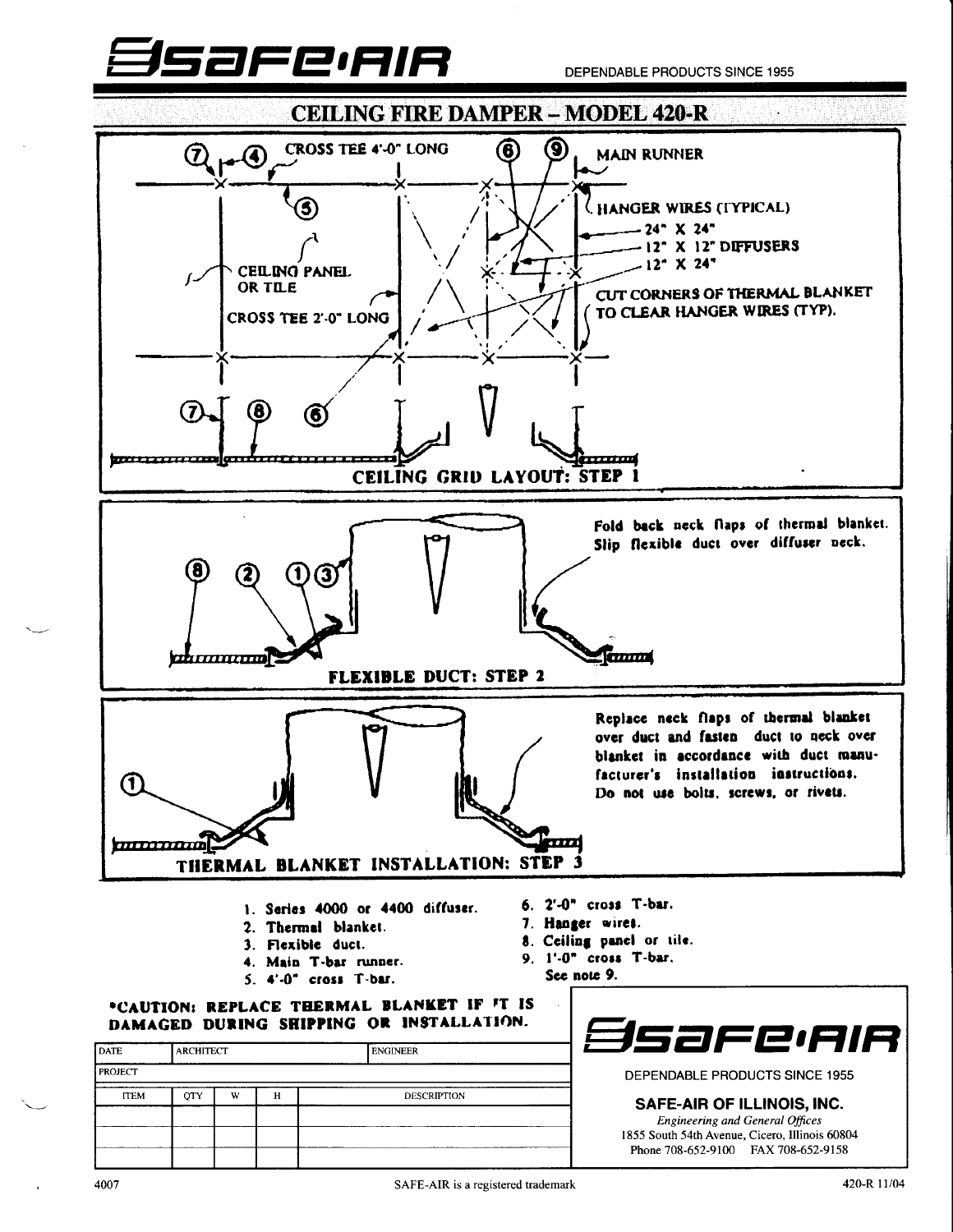# SAFE-AIR

DEPENDABLE PRODUCTS SINCE 1955

## CEILING FIRE DAMPER – MODEL 420-R

CROSS TEE 4'-0" LONG

MAIN RUNNER

HANGER WIRES (TYPICAL)

24" X 24"

12" X 12" DIFFUSERS

12" X 24"

CEILING PANEL OR TILE

CROSS TEE 2'-0" LONG

CUT CORNERS OF THERMAL BLANKET TO CLEAR HANGER WIRES (TYP).

### CEILING GRID LAYOUT: STEP 1

Fold back neck flaps of thermal blanket. Slip flexible duct over diffuser neck.

### FLEXIBLE DUCT: STEP 2

Replace neck flaps of thermal blanket over duct and fasten duct to neck over blanket in accordance with duct manufacturer's installation instructions. Do not use bolts, screws, or rivets.

### THERMAL BLANKET INSTALLATION: STEP 3

1. Series 4000 or 4400 diffuser.
2. Thermal blanket.
3. Flexible duct.
4. Main T-bar runner.
5. 4'-0" cross T-bar.
6. 2'-0" cross T-bar.
7. Hanger wires.
8. Ceiling panel or tile.
9. 1'-0" cross T-bar. See note 9.

**\*CAUTION: REPLACE THERMAL BLANKET IF IT IS DAMAGED DURING SHIPPING OR INSTALLATION.**

| DATE | ARCHITECT | | | ENGINEER |
|---|---|---|---|---|
| PROJECT | | | | |
| ITEM | QTY | W | H | DESCRIPTION |
| | | | | |
| | | | | |
| | | | | |

**SAFE-AIR**

DEPENDABLE PRODUCTS SINCE 1955

**SAFE-AIR OF ILLINOIS, INC.**

*Engineering and General Offices*
1855 South 54th Avenue, Cicero, Illinois 60804
Phone 708-652-9100 FAX 708-652-9158

4007 SAFE-AIR is a registered trademark 420-R 11/04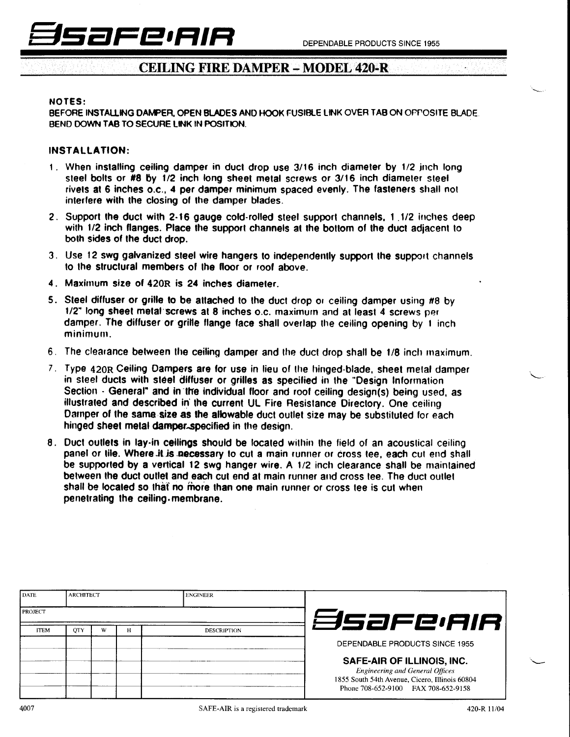# SAFE·AIR

DEPENDABLE PRODUCTS SINCE 1955

## CEILING FIRE DAMPER – MODEL 420-R

**NOTES:**

**BEFORE INSTALLING DAMPER, OPEN BLADES AND HOOK FUSIBLE LINK OVER TAB ON OPPOSITE BLADE. BEND DOWN TAB TO SECURE LINK IN POSITION.**

**INSTALLATION:**

1. When installing ceiling damper in duct drop use 3/16 inch diameter by 1/2 inch long steel bolts or #8 by 1/2 inch long sheet metal screws or 3/16 inch diameter steel rivets at 6 inches o.c., 4 per damper minimum spaced evenly. The fasteners shall not interfere with the closing of the damper blades.
2. Support the duct with 2-16 gauge cold-rolled steel support channels, 1 1/2 inches deep with 1/2 inch flanges. Place the support channels at the bottom of the duct adjacent to both sides of the duct drop.
3. Use 12 swg galvanized steel wire hangers to independently support the support channels to the structural members of the floor or roof above.
4. Maximum size of 420R is 24 inches diameter.
5. Steel diffuser or grille to be attached to the duct drop or ceiling damper using #8 by 1/2" long sheet metal screws at 8 inches o.c. maximum and at least 4 screws per damper. The diffuser or grille flange face shall overlap the ceiling opening by 1 inch minimum.
6. The clearance between the ceiling damper and the duct drop shall be 1/8 inch maximum.
7. Type 420R Ceiling Dampers are for use in lieu of the hinged-blade, sheet metal damper in steel ducts with steel diffuser or grilles as specified in the "Design Information Section - General" and in the individual floor and roof ceiling design(s) being used, as illustrated and described in the current UL Fire Resistance Directory. One ceiling Damper of the same size as the allowable duct outlet size may be substituted for each hinged sheet metal damper specified in the design.
8. Duct outlets in lay-in ceilings should be located within the field of an acoustical ceiling panel or tile. Where it is necessary to cut a main runner or cross tee, each cut end shall be supported by a vertical 12 swg hanger wire. A 1/2 inch clearance shall be maintained between the duct outlet and each cut end at main runner and cross tee. The duct outlet shall be located so that no more than one main runner or cross tee is cut when penetrating the ceiling membrane.

| DATE | ARCHITECT | | | ENGINEER |
|---|---|---|---|---|
| PROJECT | | | | |
| ITEM | QTY | W | H | DESCRIPTION |
| | | | | |
| | | | | |
| | | | | |
| | | | | |

SAFE·AIR

DEPENDABLE PRODUCTS SINCE 1955

**SAFE-AIR OF ILLINOIS, INC.**

*Engineering and General Offices*

1855 South 54th Avenue, Cicero, Illinois 60804

Phone 708-652-9100 FAX 708-652-9158

4007

SAFE-AIR is a registered trademark

420-R 11/04